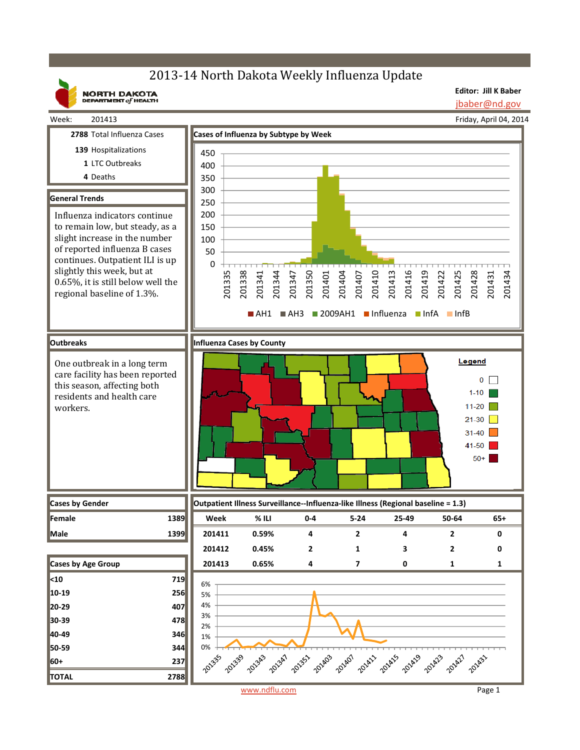# 2013-14 North Dakota Weekly Influenza Update

NORTH DAKOTA DEPARTMENT of HEALTH

**Editor: Jill K Baber**
jbaber@nd.gov

Week: 201413 — Friday, April 04, 2014

**2788** Total Influenza Cases
**139** Hospitalizations
**1** LTC Outbreaks
**4** Deaths

## General Trends

Influenza indicators continue to remain low, but steady, as a slight increase in the number of reported influenza B cases continues. Outpatient ILI is up slightly this week, but at 0.65%, it is still below well the regional baseline of 1.3%.

## Cases of Influenza by Subtype by Week

Legend: AH1, AH3, 2009AH1, Influenza, InfA, InfB

## Outbreaks

One outbreak in a long term care facility has been reported this season, affecting both residents and health care workers.

## Influenza Cases by County

Legend: 0; 1-10; 11-20; 21-30; 31-40; 41-50; 50+

## Cases by Gender

| | |
|---|---|
| Female | 1389 |
| Male | 1399 |

## Cases by Age Group

| | |
|---|---|
| <10 | 719 |
| 10-19 | 256 |
| 20-29 | 407 |
| 30-39 | 478 |
| 40-49 | 346 |
| 50-59 | 344 |
| 60+ | 237 |
| TOTAL | 2788 |

## Outpatient Illness Surveillance--Influenza-like Illness (Regional baseline = 1.3)

| Week | % ILI | 0-4 | 5-24 | 25-49 | 50-64 | 65+ |
|---|---|---|---|---|---|---|
| 201411 | 0.59% | 4 | 2 | 4 | 2 | 0 |
| 201412 | 0.45% | 2 | 1 | 3 | 2 | 0 |
| 201413 | 0.65% | 4 | 7 | 0 | 1 | 1 |

www.ndflu.com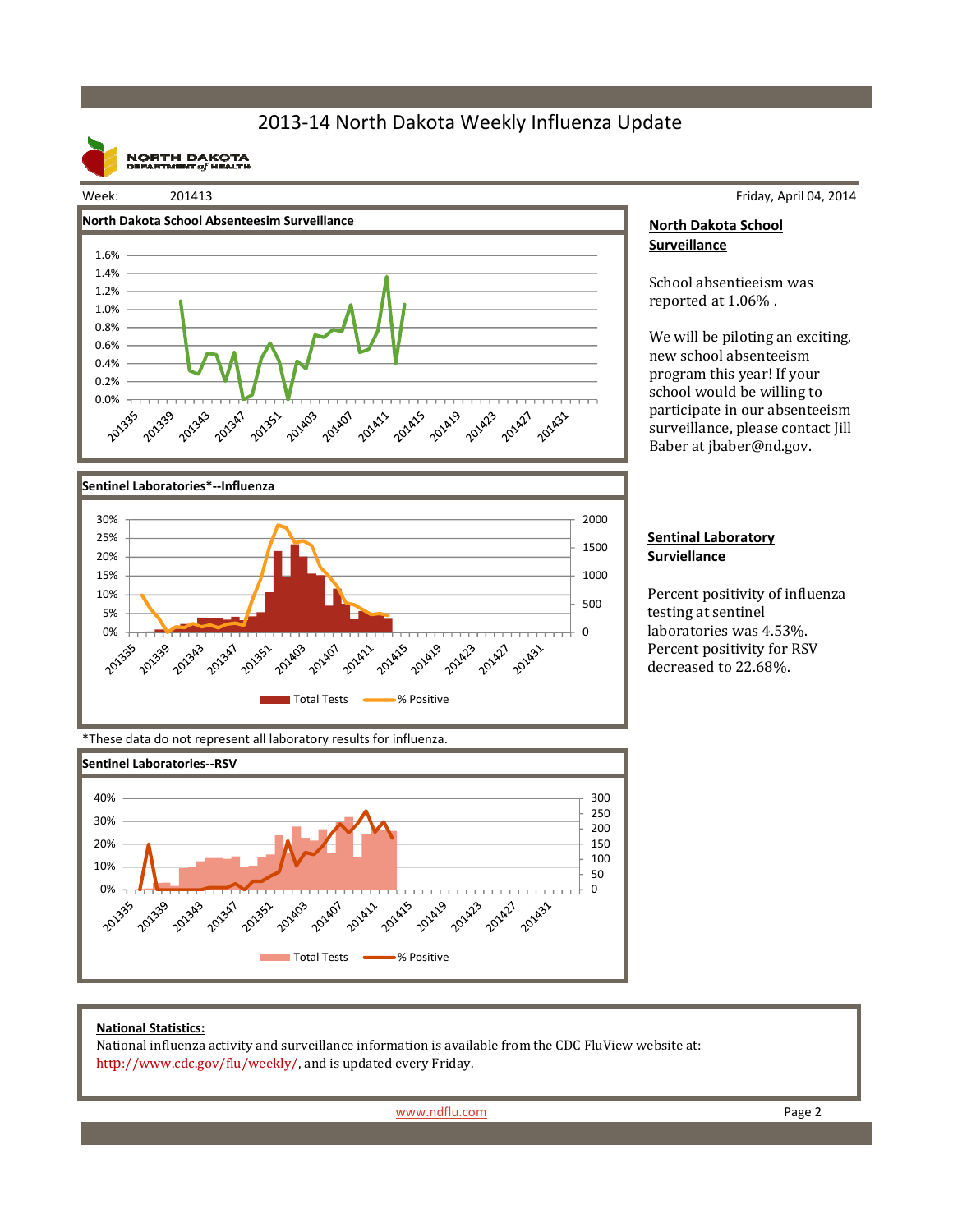# 2013-14 North Dakota Weekly Influenza Update

NORTH DAKOTA DEPARTMENT of HEALTH

Week: 201413

Friday, April 04, 2014

## North Dakota School Absenteesim Surveillance

1.6%
1.4%
1.2%
1.0%
0.8%
0.6%
0.4%
0.2%
0.0%

201335 201339 201343 201347 201351 201403 201407 201411 201415 201419 201423 201427 201431

### North Dakota School Surveillance

School absentieeism was reported at 1.06% .

We will be piloting an exciting, new school absenteeism program this year! If your school would be willing to participate in our absenteeism surveillance, please contact Jill Baber at jbaber@nd.gov.

## Sentinel Laboratories*--Influenza

30%
25%
20%
15%
10%
5%
0%

2000
1500
1000
500
0

201335 201339 201343 201347 201351 201403 201407 201411 201415 201419 201423 201427 201431

Total Tests
% Positive

### Sentinal Laboratory Surviellance

Percent positivity of influenza testing at sentinel laboratories was 4.53%. Percent positivity for RSV decreased to 22.68%.

*These data do not represent all laboratory results for influenza.

## Sentinel Laboratories--RSV

40%
30%
20%
10%
0%

300
250
200
150
100
50
0

201335 201339 201343 201347 201351 201403 201407 201411 201415 201419 201423 201427 201431

Total Tests
% Positive

**National Statistics:**

National influenza activity and surveillance information is available from the CDC FluView website at: http://www.cdc.gov/flu/weekly/, and is updated every Friday.

www.ndflu.com